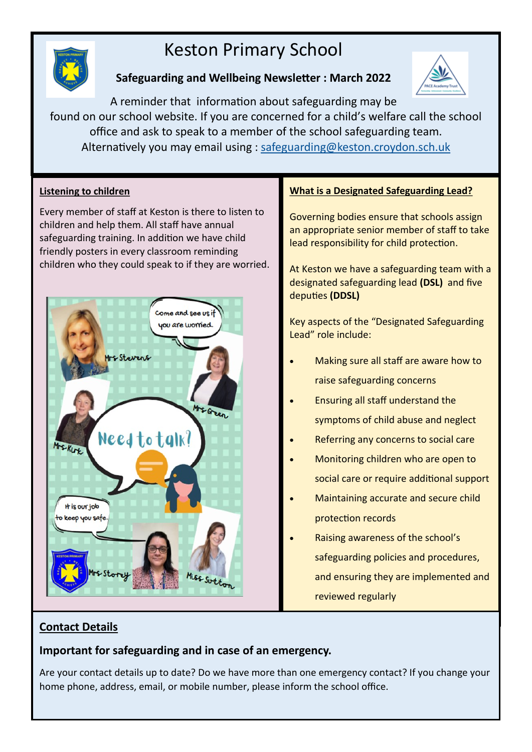# Keston Primary School

**Safeguarding and Wellbeing Newsletter : March 2022**

A reminder that information about safeguarding may be found on our school website. If you are concerned for a child's welfare call the school office and ask to speak to a member of the school safeguarding team. Alternatively you may email using : safeguarding@keston.croydon.sch.uk

## Listening to children

Every member of staff at Keston is there to listen to children and help them. All staff have annual safeguarding training. In addition we have child friendly posters in every classroom reminding children who they could speak to if they are worried.

## What is a Designated Safeguarding Lead?

Governing bodies ensure that schools assign an appropriate senior member of staff to take lead responsibility for child protection.

At Keston we have a safeguarding team with a designated safeguarding lead **(DSL)** and five deputies **(DDSL)**

Key aspects of the "Designated Safeguarding Lead" role include:

- Making sure all staff are aware how to raise safeguarding concerns
- Ensuring all staff understand the symptoms of child abuse and neglect
- Referring any concerns to social care
- Monitoring children who are open to social care or require additional support
- Maintaining accurate and secure child protection records
- Raising awareness of the school's safeguarding policies and procedures, and ensuring they are implemented and reviewed regularly

## Contact Details

**Important for safeguarding and in case of an emergency.**

Are your contact details up to date? Do we have more than one emergency contact? If you change your home phone, address, email, or mobile number, please inform the school office.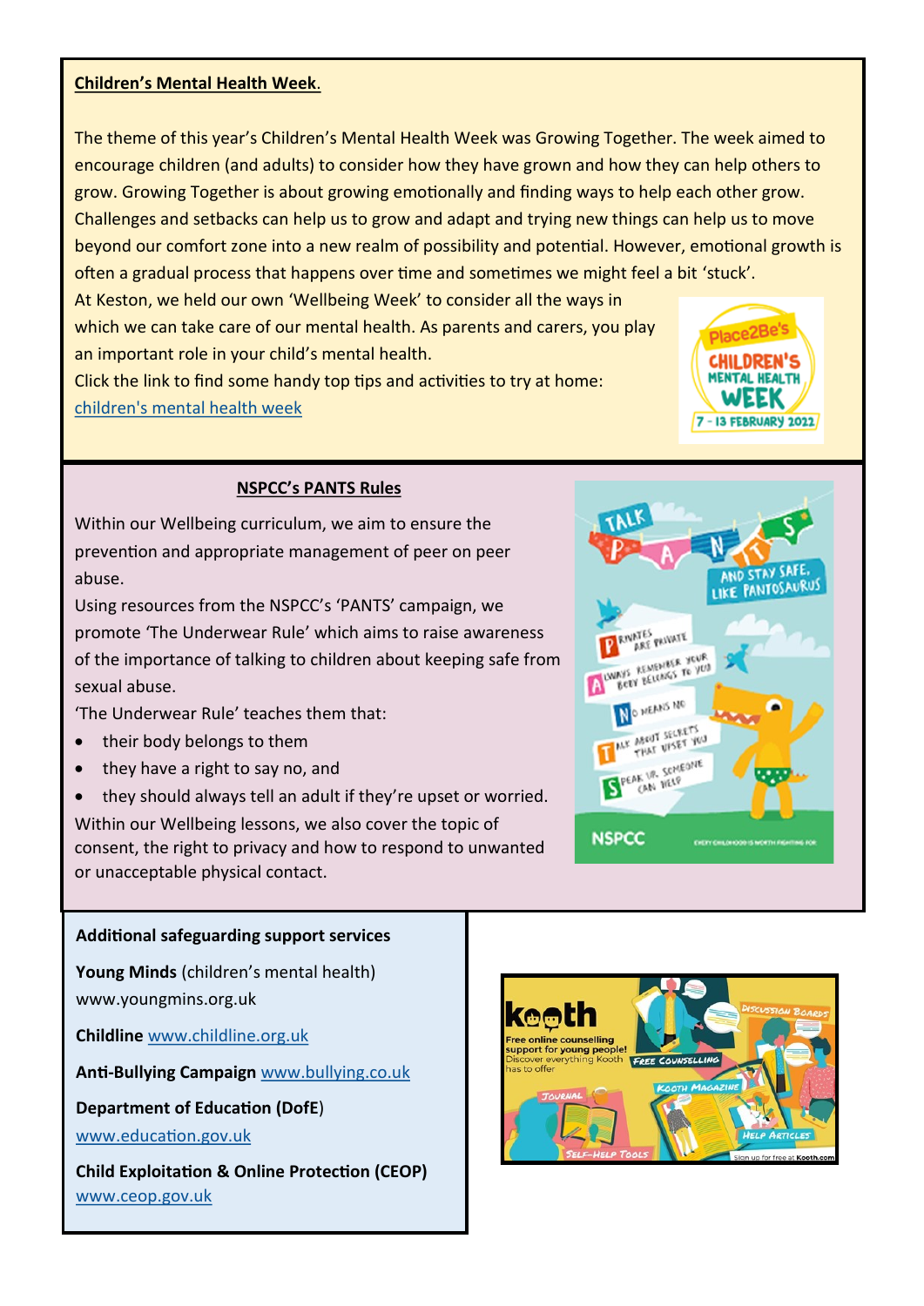**Children's Mental Health Week.**

The theme of this year's Children's Mental Health Week was Growing Together. The week aimed to encourage children (and adults) to consider how they have grown and how they can help others to grow. Growing Together is about growing emotionally and finding ways to help each other grow. Challenges and setbacks can help us to grow and adapt and trying new things can help us to move beyond our comfort zone into a new realm of possibility and potential. However, emotional growth is often a gradual process that happens over time and sometimes we might feel a bit 'stuck'.

At Keston, we held our own 'Wellbeing Week' to consider all the ways in which we can take care of our mental health. As parents and carers, you play an important role in your child's mental health.

Click the link to find some handy top tips and activities to try at home: children's mental health week

**NSPCC's PANTS Rules**

Within our Wellbeing curriculum, we aim to ensure the prevention and appropriate management of peer on peer abuse.

Using resources from the NSPCC's 'PANTS' campaign, we promote 'The Underwear Rule' which aims to raise awareness of the importance of talking to children about keeping safe from sexual abuse.

'The Underwear Rule' teaches them that:

- their body belongs to them
- they have a right to say no, and
- they should always tell an adult if they're upset or worried.

Within our Wellbeing lessons, we also cover the topic of consent, the right to privacy and how to respond to unwanted or unacceptable physical contact.

**Additional safeguarding support services**

**Young Minds** (children's mental health) www.youngmins.org.uk

**Childline** www.childline.org.uk

**Anti-Bullying Campaign** www.bullying.co.uk

**Department of Education (DofE)** www.education.gov.uk

**Child Exploitation & Online Protection (CEOP)** www.ceop.gov.uk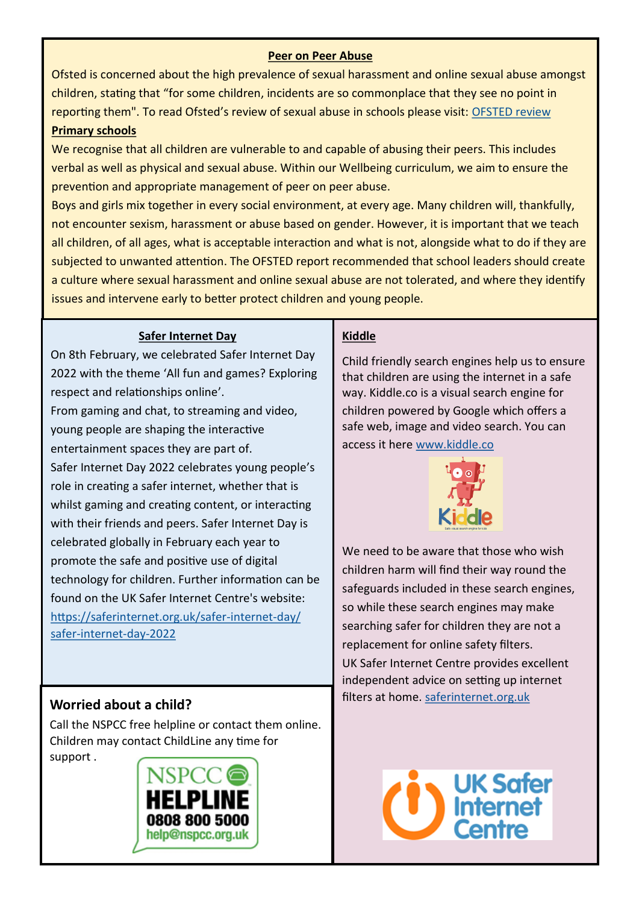## Peer on Peer Abuse

Ofsted is concerned about the high prevalence of sexual harassment and online sexual abuse amongst children, stating that "for some children, incidents are so commonplace that they see no point in reporting them". To read Ofsted's review of sexual abuse in schools please visit: OFSTED review

**Primary schools**

We recognise that all children are vulnerable to and capable of abusing their peers. This includes verbal as well as physical and sexual abuse. Within our Wellbeing curriculum, we aim to ensure the prevention and appropriate management of peer on peer abuse.

Boys and girls mix together in every social environment, at every age. Many children will, thankfully, not encounter sexism, harassment or abuse based on gender. However, it is important that we teach all children, of all ages, what is acceptable interaction and what is not, alongside what to do if they are subjected to unwanted attention. The OFSTED report recommended that school leaders should create a culture where sexual harassment and online sexual abuse are not tolerated, and where they identify issues and intervene early to better protect children and young people.

## Safer Internet Day

On 8th February, we celebrated Safer Internet Day 2022 with the theme 'All fun and games? Exploring respect and relationships online'.

From gaming and chat, to streaming and video, young people are shaping the interactive entertainment spaces they are part of.

Safer Internet Day 2022 celebrates young people's role in creating a safer internet, whether that is whilst gaming and creating content, or interacting with their friends and peers. Safer Internet Day is celebrated globally in February each year to promote the safe and positive use of digital technology for children. Further information can be found on the UK Safer Internet Centre's website: https://saferinternet.org.uk/safer-internet-day/safer-internet-day-2022

## Worried about a child?

Call the NSPCC free helpline or contact them online. Children may contact ChildLine any time for support .

NSPCC HELPLINE
0808 800 5000
help@nspcc.org.uk

## Kiddle

Child friendly search engines help us to ensure that children are using the internet in a safe way. Kiddle.co is a visual search engine for children powered by Google which offers a safe web, image and video search. You can access it here www.kiddle.co

We need to be aware that those who wish children harm will find their way round the safeguards included in these search engines, so while these search engines may make searching safer for children they are not a replacement for online safety filters.

UK Safer Internet Centre provides excellent independent advice on setting up internet filters at home. saferinternet.org.uk

UK Safer Internet Centre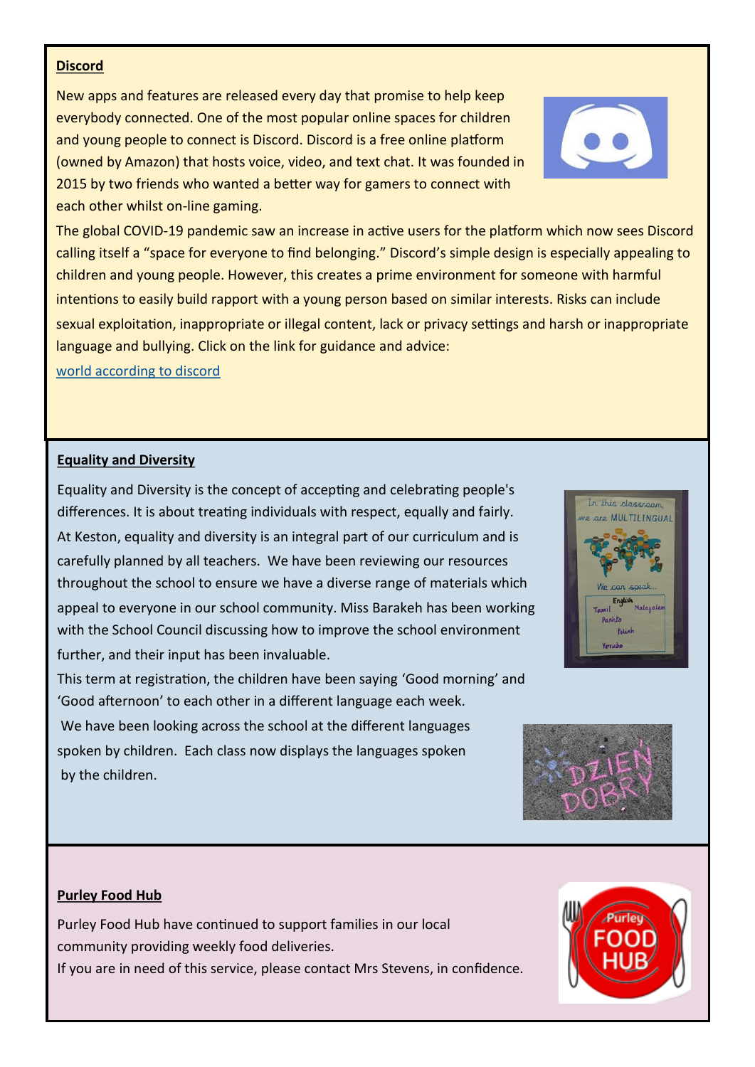## Discord

New apps and features are released every day that promise to help keep everybody connected. One of the most popular online spaces for children and young people to connect is Discord. Discord is a free online platform (owned by Amazon) that hosts voice, video, and text chat. It was founded in 2015 by two friends who wanted a better way for gamers to connect with each other whilst on-line gaming.

The global COVID-19 pandemic saw an increase in active users for the platform which now sees Discord calling itself a "space for everyone to find belonging." Discord's simple design is especially appealing to children and young people. However, this creates a prime environment for someone with harmful intentions to easily build rapport with a young person based on similar interests. Risks can include sexual exploitation, inappropriate or illegal content, lack or privacy settings and harsh or inappropriate language and bullying. Click on the link for guidance and advice:

world according to discord

## Equality and Diversity

Equality and Diversity is the concept of accepting and celebrating people's differences. It is about treating individuals with respect, equally and fairly. At Keston, equality and diversity is an integral part of our curriculum and is carefully planned by all teachers. We have been reviewing our resources throughout the school to ensure we have a diverse range of materials which appeal to everyone in our school community. Miss Barakeh has been working with the School Council discussing how to improve the school environment further, and their input has been invaluable.

This term at registration, the children have been saying 'Good morning' and 'Good afternoon' to each other in a different language each week.

We have been looking across the school at the different languages spoken by children. Each class now displays the languages spoken by the children.

## Purley Food Hub

Purley Food Hub have continued to support families in our local community providing weekly food deliveries.

If you are in need of this service, please contact Mrs Stevens, in confidence.